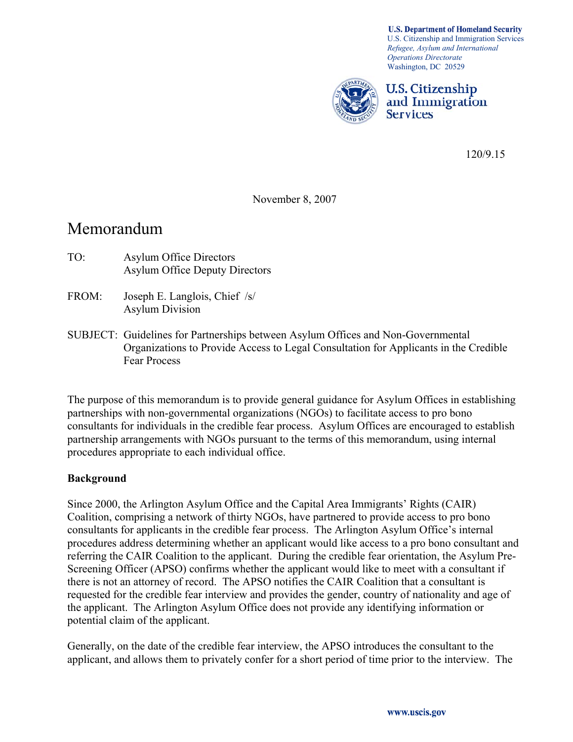**U.S. Department of Homeland Security**
U.S. Citizenship and Immigration Services
*Refugee, Asylum and International Operations Directorate*
Washington, DC 20529

**U.S. Citizenship and Immigration Services**

120/9.15

November 8, 2007

# Memorandum

TO: Asylum Office Directors
Asylum Office Deputy Directors

FROM: Joseph E. Langlois, Chief /s/
Asylum Division

SUBJECT: Guidelines for Partnerships between Asylum Offices and Non-Governmental Organizations to Provide Access to Legal Consultation for Applicants in the Credible Fear Process

The purpose of this memorandum is to provide general guidance for Asylum Offices in establishing partnerships with non-governmental organizations (NGOs) to facilitate access to pro bono consultants for individuals in the credible fear process. Asylum Offices are encouraged to establish partnership arrangements with NGOs pursuant to the terms of this memorandum, using internal procedures appropriate to each individual office.

**Background**

Since 2000, the Arlington Asylum Office and the Capital Area Immigrants' Rights (CAIR) Coalition, comprising a network of thirty NGOs, have partnered to provide access to pro bono consultants for applicants in the credible fear process. The Arlington Asylum Office's internal procedures address determining whether an applicant would like access to a pro bono consultant and referring the CAIR Coalition to the applicant. During the credible fear orientation, the Asylum Pre-Screening Officer (APSO) confirms whether the applicant would like to meet with a consultant if there is not an attorney of record. The APSO notifies the CAIR Coalition that a consultant is requested for the credible fear interview and provides the gender, country of nationality and age of the applicant. The Arlington Asylum Office does not provide any identifying information or potential claim of the applicant.

Generally, on the date of the credible fear interview, the APSO introduces the consultant to the applicant, and allows them to privately confer for a short period of time prior to the interview. The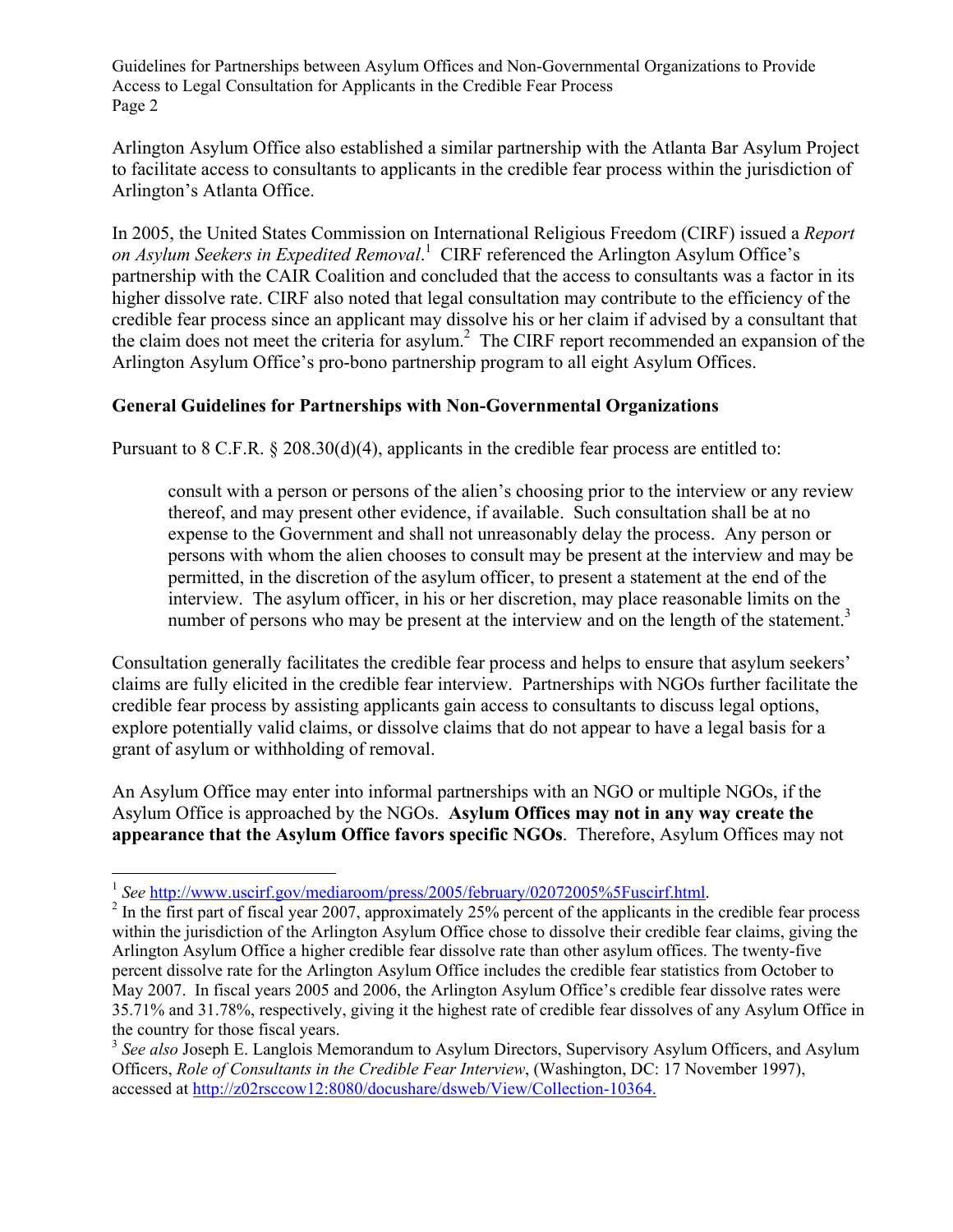Arlington Asylum Office also established a similar partnership with the Atlanta Bar Asylum Project to facilitate access to consultants to applicants in the credible fear process within the jurisdiction of Arlington's Atlanta Office.

In 2005, the United States Commission on International Religious Freedom (CIRF) issued a *Report on Asylum Seekers in Expedited Removal*.[1] CIRF referenced the Arlington Asylum Office's partnership with the CAIR Coalition and concluded that the access to consultants was a factor in its higher dissolve rate. CIRF also noted that legal consultation may contribute to the efficiency of the credible fear process since an applicant may dissolve his or her claim if advised by a consultant that the claim does not meet the criteria for asylum.[2] The CIRF report recommended an expansion of the Arlington Asylum Office's pro-bono partnership program to all eight Asylum Offices.

**General Guidelines for Partnerships with Non-Governmental Organizations**

Pursuant to 8 C.F.R. § 208.30(d)(4), applicants in the credible fear process are entitled to:

> consult with a person or persons of the alien's choosing prior to the interview or any review thereof, and may present other evidence, if available. Such consultation shall be at no expense to the Government and shall not unreasonably delay the process. Any person or persons with whom the alien chooses to consult may be present at the interview and may be permitted, in the discretion of the asylum officer, to present a statement at the end of the interview. The asylum officer, in his or her discretion, may place reasonable limits on the number of persons who may be present at the interview and on the length of the statement.[3]

Consultation generally facilitates the credible fear process and helps to ensure that asylum seekers' claims are fully elicited in the credible fear interview. Partnerships with NGOs further facilitate the credible fear process by assisting applicants gain access to consultants to discuss legal options, explore potentially valid claims, or dissolve claims that do not appear to have a legal basis for a grant of asylum or withholding of removal.

An Asylum Office may enter into informal partnerships with an NGO or multiple NGOs, if the Asylum Office is approached by the NGOs. **Asylum Offices may not in any way create the appearance that the Asylum Office favors specific NGOs**. Therefore, Asylum Offices may not

---

[1] *See* http://www.uscirf.gov/mediaroom/press/2005/february/02072005%5Fuscirf.html.

[2] In the first part of fiscal year 2007, approximately 25% percent of the applicants in the credible fear process within the jurisdiction of the Arlington Asylum Office chose to dissolve their credible fear claims, giving the Arlington Asylum Office a higher credible fear dissolve rate than other asylum offices. The twenty-five percent dissolve rate for the Arlington Asylum Office includes the credible fear statistics from October to May 2007. In fiscal years 2005 and 2006, the Arlington Asylum Office's credible fear dissolve rates were 35.71% and 31.78%, respectively, giving it the highest rate of credible fear dissolves of any Asylum Office in the country for those fiscal years.

[3] *See also* Joseph E. Langlois Memorandum to Asylum Directors, Supervisory Asylum Officers, and Asylum Officers, *Role of Consultants in the Credible Fear Interview*, (Washington, DC: 17 November 1997), accessed at http://z02rsccow12:8080/docushare/dsweb/View/Collection-10364.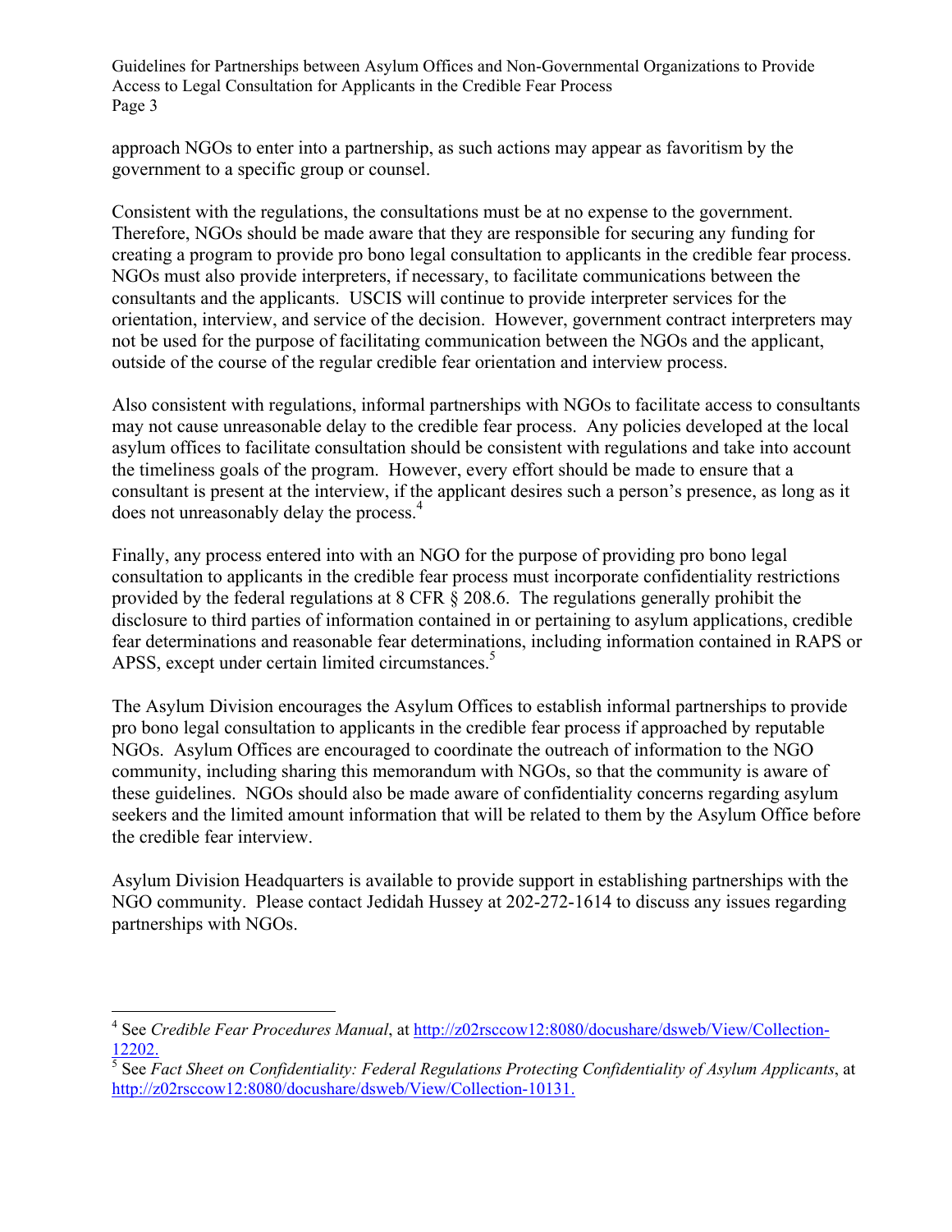approach NGOs to enter into a partnership, as such actions may appear as favoritism by the government to a specific group or counsel.

Consistent with the regulations, the consultations must be at no expense to the government. Therefore, NGOs should be made aware that they are responsible for securing any funding for creating a program to provide pro bono legal consultation to applicants in the credible fear process. NGOs must also provide interpreters, if necessary, to facilitate communications between the consultants and the applicants. USCIS will continue to provide interpreter services for the orientation, interview, and service of the decision. However, government contract interpreters may not be used for the purpose of facilitating communication between the NGOs and the applicant, outside of the course of the regular credible fear orientation and interview process.

Also consistent with regulations, informal partnerships with NGOs to facilitate access to consultants may not cause unreasonable delay to the credible fear process. Any policies developed at the local asylum offices to facilitate consultation should be consistent with regulations and take into account the timeliness goals of the program. However, every effort should be made to ensure that a consultant is present at the interview, if the applicant desires such a person's presence, as long as it does not unreasonably delay the process.[4]

Finally, any process entered into with an NGO for the purpose of providing pro bono legal consultation to applicants in the credible fear process must incorporate confidentiality restrictions provided by the federal regulations at 8 CFR § 208.6. The regulations generally prohibit the disclosure to third parties of information contained in or pertaining to asylum applications, credible fear determinations and reasonable fear determinations, including information contained in RAPS or APSS, except under certain limited circumstances.[5]

The Asylum Division encourages the Asylum Offices to establish informal partnerships to provide pro bono legal consultation to applicants in the credible fear process if approached by reputable NGOs. Asylum Offices are encouraged to coordinate the outreach of information to the NGO community, including sharing this memorandum with NGOs, so that the community is aware of these guidelines. NGOs should also be made aware of confidentiality concerns regarding asylum seekers and the limited amount information that will be related to them by the Asylum Office before the credible fear interview.

Asylum Division Headquarters is available to provide support in establishing partnerships with the NGO community. Please contact Jedidah Hussey at 202-272-1614 to discuss any issues regarding partnerships with NGOs.

---

[4] See *Credible Fear Procedures Manual*, at http://z02rsccow12:8080/docushare/dsweb/View/Collection-12202.

[5] See *Fact Sheet on Confidentiality: Federal Regulations Protecting Confidentiality of Asylum Applicants*, at http://z02rsccow12:8080/docushare/dsweb/View/Collection-10131.